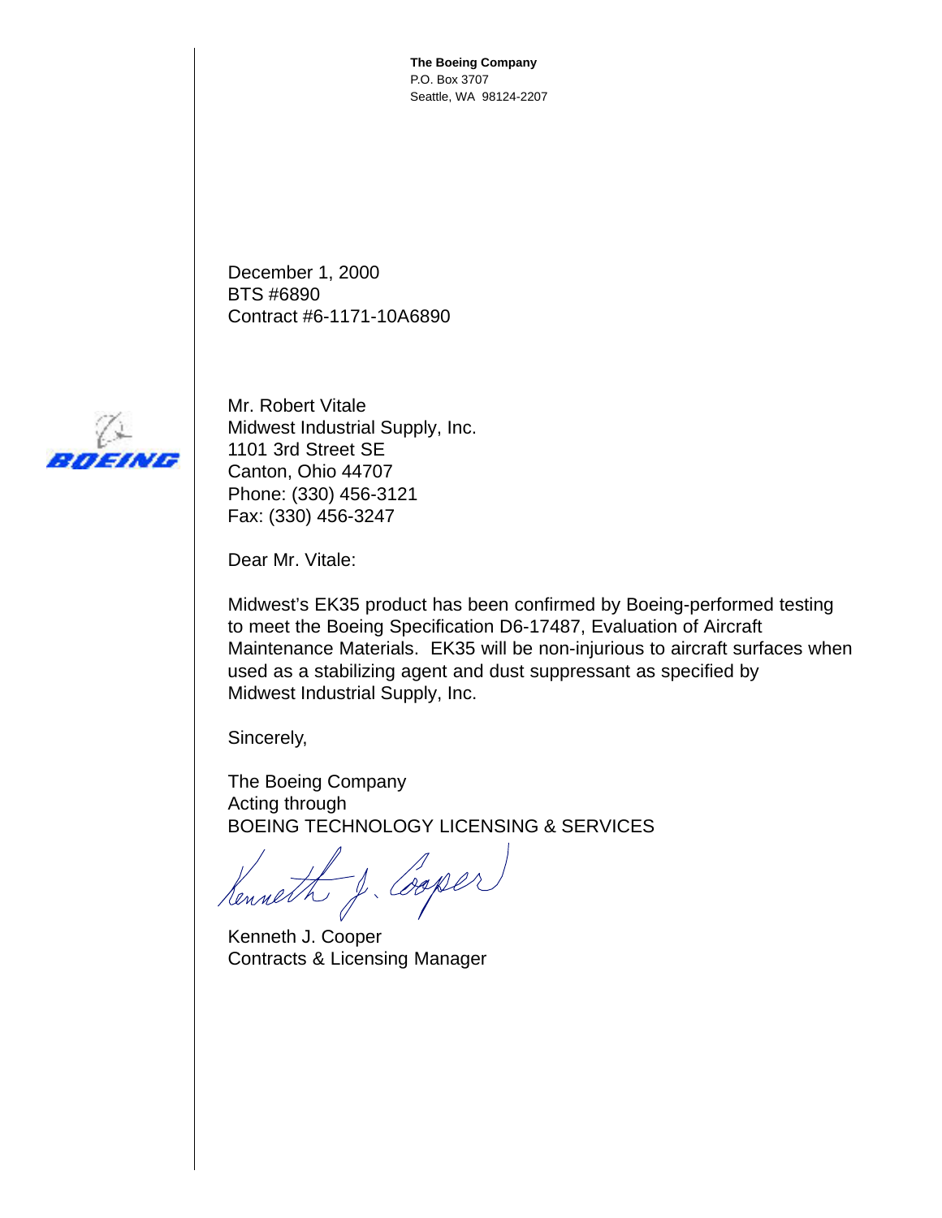**The Boeing Company**
P.O. Box 3707
Seattle, WA 98124-2207

December 1, 2000
BTS #6890
Contract #6-1171-10A6890

Mr. Robert Vitale
Midwest Industrial Supply, Inc.
1101 3rd Street SE
Canton, Ohio 44707
Phone: (330) 456-3121
Fax: (330) 456-3247

Dear Mr. Vitale:

Midwest's EK35 product has been confirmed by Boeing-performed testing to meet the Boeing Specification D6-17487, Evaluation of Aircraft Maintenance Materials. EK35 will be non-injurious to aircraft surfaces when used as a stabilizing agent and dust suppressant as specified by Midwest Industrial Supply, Inc.

Sincerely,

The Boeing Company
Acting through
BOEING TECHNOLOGY LICENSING & SERVICES

Kenneth J. Cooper
Contracts & Licensing Manager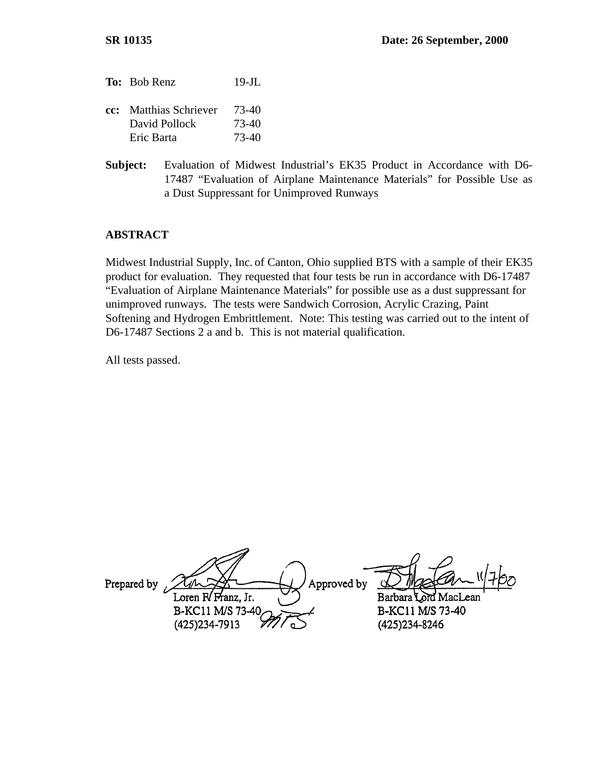**SR 10135** **Date: 26 September, 2000**

**To:** Bob Renz 19-JL

**cc:** Matthias Schriever 73-40
David Pollock 73-40
Eric Barta 73-40

**Subject:** Evaluation of Midwest Industrial's EK35 Product in Accordance with D6-17487 "Evaluation of Airplane Maintenance Materials" for Possible Use as a Dust Suppressant for Unimproved Runways

## ABSTRACT

Midwest Industrial Supply, Inc. of Canton, Ohio supplied BTS with a sample of their EK35 product for evaluation. They requested that four tests be run in accordance with D6-17487 "Evaluation of Airplane Maintenance Materials" for possible use as a dust suppressant for unimproved runways. The tests were Sandwich Corrosion, Acrylic Crazing, Paint Softening and Hydrogen Embrittlement. Note: This testing was carried out to the intent of D6-17487 Sections 2 a and b. This is not material qualification.

All tests passed.

Prepared by
Loren F. Franz, Jr.
B-KC11 M/S 73-40
(425)234-7913

Approved by 11/7/00
Barbara Lord MacLean
B-KC11 M/S 73-40
(425)234-8246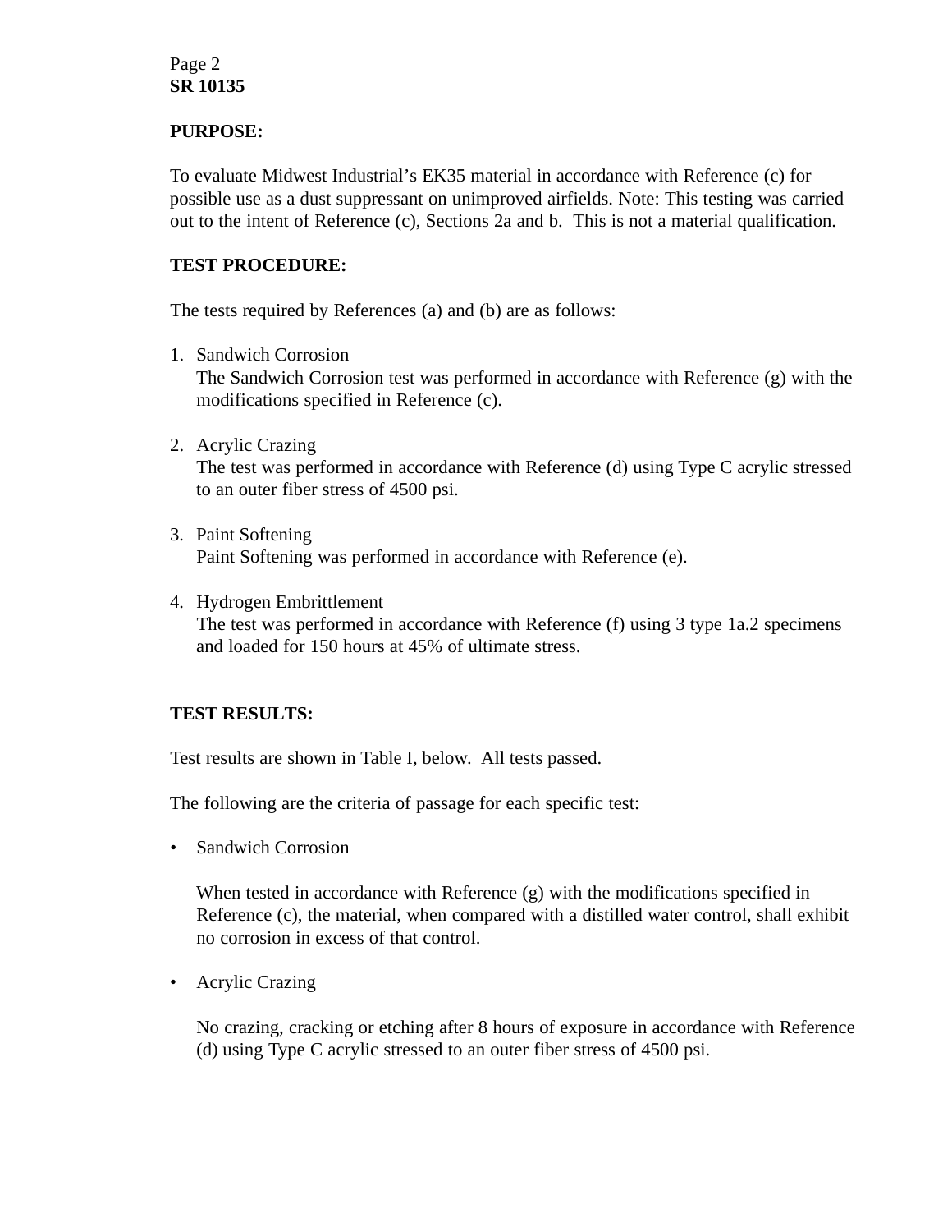**PURPOSE:**

To evaluate Midwest Industrial's EK35 material in accordance with Reference (c) for possible use as a dust suppressant on unimproved airfields. Note: This testing was carried out to the intent of Reference (c), Sections 2a and b. This is not a material qualification.

**TEST PROCEDURE:**

The tests required by References (a) and (b) are as follows:

1. Sandwich Corrosion
   The Sandwich Corrosion test was performed in accordance with Reference (g) with the modifications specified in Reference (c).

2. Acrylic Crazing
   The test was performed in accordance with Reference (d) using Type C acrylic stressed to an outer fiber stress of 4500 psi.

3. Paint Softening
   Paint Softening was performed in accordance with Reference (e).

4. Hydrogen Embrittlement
   The test was performed in accordance with Reference (f) using 3 type 1a.2 specimens and loaded for 150 hours at 45% of ultimate stress.

**TEST RESULTS:**

Test results are shown in Table I, below. All tests passed.

The following are the criteria of passage for each specific test:

- Sandwich Corrosion

  When tested in accordance with Reference (g) with the modifications specified in Reference (c), the material, when compared with a distilled water control, shall exhibit no corrosion in excess of that control.

- Acrylic Crazing

  No crazing, cracking or etching after 8 hours of exposure in accordance with Reference (d) using Type C acrylic stressed to an outer fiber stress of 4500 psi.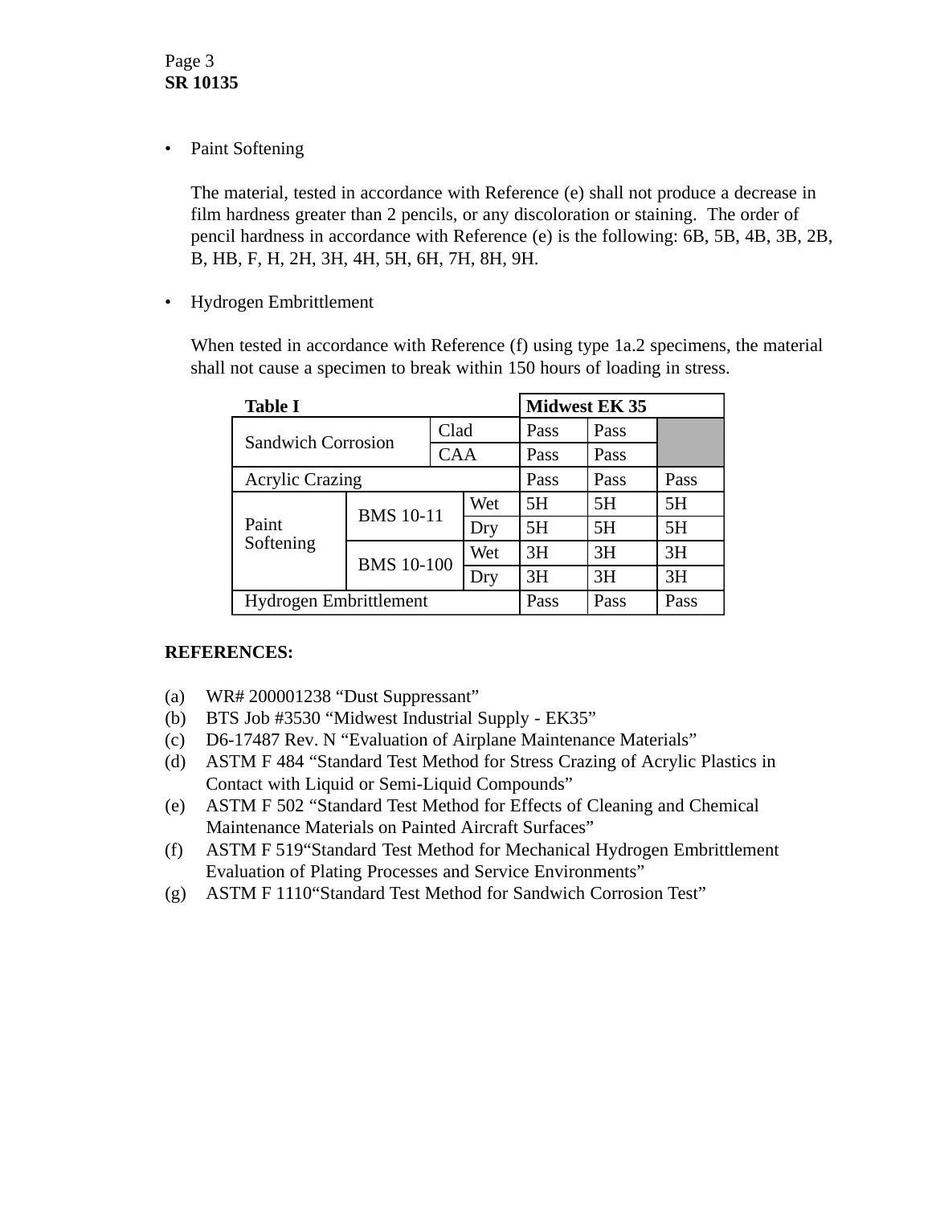- Paint Softening

  The material, tested in accordance with Reference (e) shall not produce a decrease in film hardness greater than 2 pencils, or any discoloration or staining. The order of pencil hardness in accordance with Reference (e) is the following: 6B, 5B, 4B, 3B, 2B, B, HB, F, H, 2H, 3H, 4H, 5H, 6H, 7H, 8H, 9H.

- Hydrogen Embrittlement

  When tested in accordance with Reference (f) using type 1a.2 specimens, the material shall not cause a specimen to break within 150 hours of loading in stress.

| **Table I** | | | **Midwest EK 35** | | |
|---|---|---|---|---|---|
| Sandwich Corrosion | | Clad | Pass | Pass | |
| | | CAA | Pass | Pass | |
| Acrylic Crazing | | | Pass | Pass | Pass |
| Paint Softening | BMS 10-11 | Wet | 5H | 5H | 5H |
| | | Dry | 5H | 5H | 5H |
| | BMS 10-100 | Wet | 3H | 3H | 3H |
| | | Dry | 3H | 3H | 3H |
| Hydrogen Embrittlement | | | Pass | Pass | Pass |

**REFERENCES:**

(a) WR# 200001238 “Dust Suppressant”
(b) BTS Job #3530 “Midwest Industrial Supply - EK35”
(c) D6-17487 Rev. N “Evaluation of Airplane Maintenance Materials”
(d) ASTM F 484 “Standard Test Method for Stress Crazing of Acrylic Plastics in Contact with Liquid or Semi-Liquid Compounds”
(e) ASTM F 502 “Standard Test Method for Effects of Cleaning and Chemical Maintenance Materials on Painted Aircraft Surfaces”
(f) ASTM F 519“Standard Test Method for Mechanical Hydrogen Embrittlement Evaluation of Plating Processes and Service Environments”
(g) ASTM F 1110“Standard Test Method for Sandwich Corrosion Test”